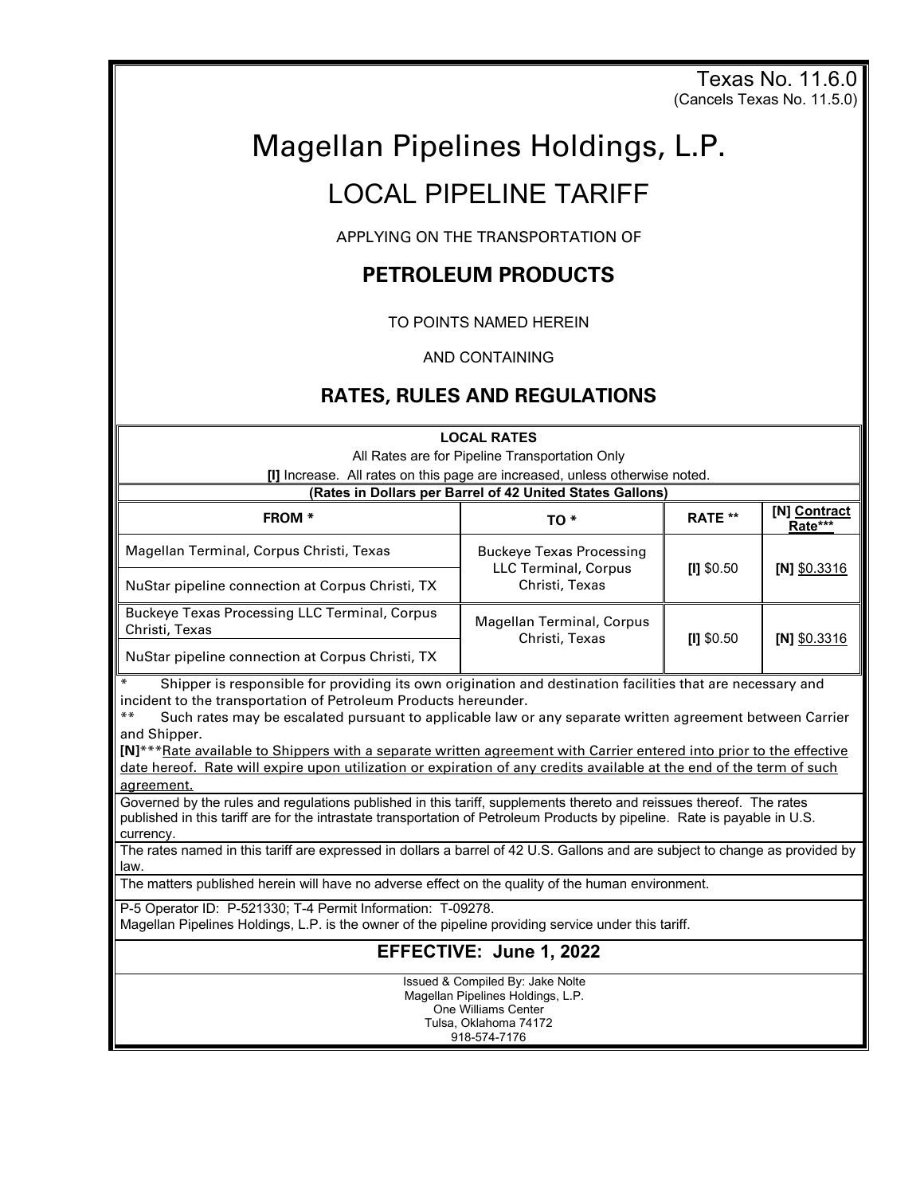Texas No. 11.6.0
(Cancels Texas No. 11.5.0)

# Magellan Pipelines Holdings, L.P.

# LOCAL PIPELINE TARIFF

APPLYING ON THE TRANSPORTATION OF

## PETROLEUM PRODUCTS

TO POINTS NAMED HEREIN

AND CONTAINING

## RATES, RULES AND REGULATIONS

**LOCAL RATES**

All Rates are for Pipeline Transportation Only

**[I]** Increase. All rates on this page are increased, unless otherwise noted.

**(Rates in Dollars per Barrel of 42 United States Gallons)**

| FROM * | TO * | RATE ** | [N] Contract Rate*** |
|---|---|---|---|
| Magellan Terminal, Corpus Christi, Texas | Buckeye Texas Processing LLC Terminal, Corpus Christi, Texas | [I] $0.50 | [N] $0.3316 |
| NuStar pipeline connection at Corpus Christi, TX | | | |
| Buckeye Texas Processing LLC Terminal, Corpus Christi, Texas | Magellan Terminal, Corpus Christi, Texas | [I] $0.50 | [N] $0.3316 |
| NuStar pipeline connection at Corpus Christi, TX | | | |

\* Shipper is responsible for providing its own origination and destination facilities that are necessary and incident to the transportation of Petroleum Products hereunder.

** Such rates may be escalated pursuant to applicable law or any separate written agreement between Carrier and Shipper.

**[N]*****Rate available to Shippers with a separate written agreement with Carrier entered into prior to the effective date hereof. Rate will expire upon utilization or expiration of any credits available at the end of the term of such agreement.

Governed by the rules and regulations published in this tariff, supplements thereto and reissues thereof. The rates published in this tariff are for the intrastate transportation of Petroleum Products by pipeline. Rate is payable in U.S. currency.

The rates named in this tariff are expressed in dollars a barrel of 42 U.S. Gallons and are subject to change as provided by law.

The matters published herein will have no adverse effect on the quality of the human environment.

P-5 Operator ID: P-521330; T-4 Permit Information: T-09278.
Magellan Pipelines Holdings, L.P. is the owner of the pipeline providing service under this tariff.

## EFFECTIVE: June 1, 2022

Issued & Compiled By: Jake Nolte
Magellan Pipelines Holdings, L.P.
One Williams Center
Tulsa, Oklahoma 74172
918-574-7176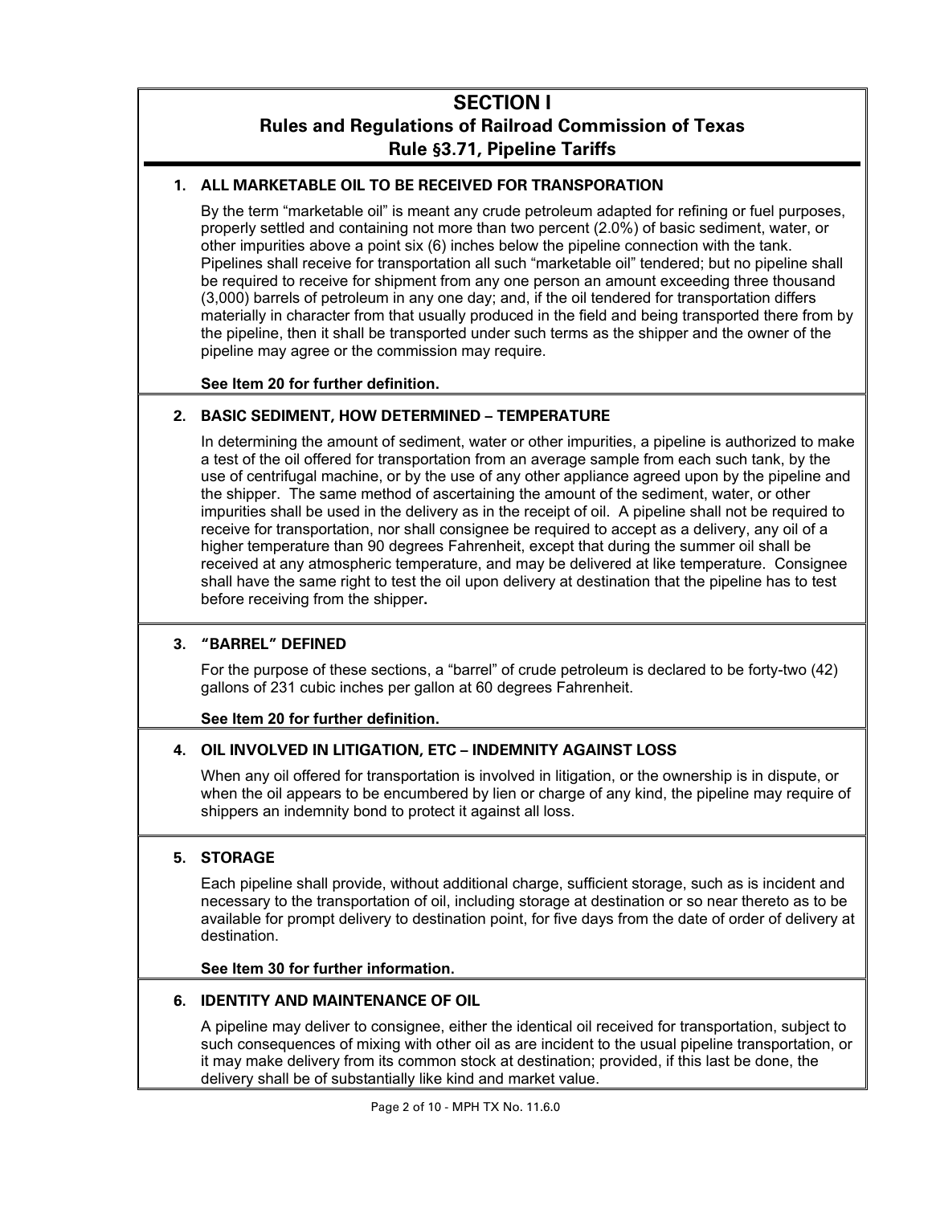# SECTION I

## Rules and Regulations of Railroad Commission of Texas

## Rule §3.71, Pipeline Tariffs

### 1. ALL MARKETABLE OIL TO BE RECEIVED FOR TRANSPORATION

By the term "marketable oil" is meant any crude petroleum adapted for refining or fuel purposes, properly settled and containing not more than two percent (2.0%) of basic sediment, water, or other impurities above a point six (6) inches below the pipeline connection with the tank. Pipelines shall receive for transportation all such "marketable oil" tendered; but no pipeline shall be required to receive for shipment from any one person an amount exceeding three thousand (3,000) barrels of petroleum in any one day; and, if the oil tendered for transportation differs materially in character from that usually produced in the field and being transported there from by the pipeline, then it shall be transported under such terms as the shipper and the owner of the pipeline may agree or the commission may require.

**See Item 20 for further definition.**

### 2. BASIC SEDIMENT, HOW DETERMINED – TEMPERATURE

In determining the amount of sediment, water or other impurities, a pipeline is authorized to make a test of the oil offered for transportation from an average sample from each such tank, by the use of centrifugal machine, or by the use of any other appliance agreed upon by the pipeline and the shipper. The same method of ascertaining the amount of the sediment, water, or other impurities shall be used in the delivery as in the receipt of oil. A pipeline shall not be required to receive for transportation, nor shall consignee be required to accept as a delivery, any oil of a higher temperature than 90 degrees Fahrenheit, except that during the summer oil shall be received at any atmospheric temperature, and may be delivered at like temperature. Consignee shall have the same right to test the oil upon delivery at destination that the pipeline has to test before receiving from the shipper.

### 3. "BARREL" DEFINED

For the purpose of these sections, a "barrel" of crude petroleum is declared to be forty-two (42) gallons of 231 cubic inches per gallon at 60 degrees Fahrenheit.

**See Item 20 for further definition.**

### 4. OIL INVOLVED IN LITIGATION, ETC – INDEMNITY AGAINST LOSS

When any oil offered for transportation is involved in litigation, or the ownership is in dispute, or when the oil appears to be encumbered by lien or charge of any kind, the pipeline may require of shippers an indemnity bond to protect it against all loss.

### 5. STORAGE

Each pipeline shall provide, without additional charge, sufficient storage, such as is incident and necessary to the transportation of oil, including storage at destination or so near thereto as to be available for prompt delivery to destination point, for five days from the date of order of delivery at destination.

**See Item 30 for further information.**

### 6. IDENTITY AND MAINTENANCE OF OIL

A pipeline may deliver to consignee, either the identical oil received for transportation, subject to such consequences of mixing with other oil as are incident to the usual pipeline transportation, or it may make delivery from its common stock at destination; provided, if this last be done, the delivery shall be of substantially like kind and market value.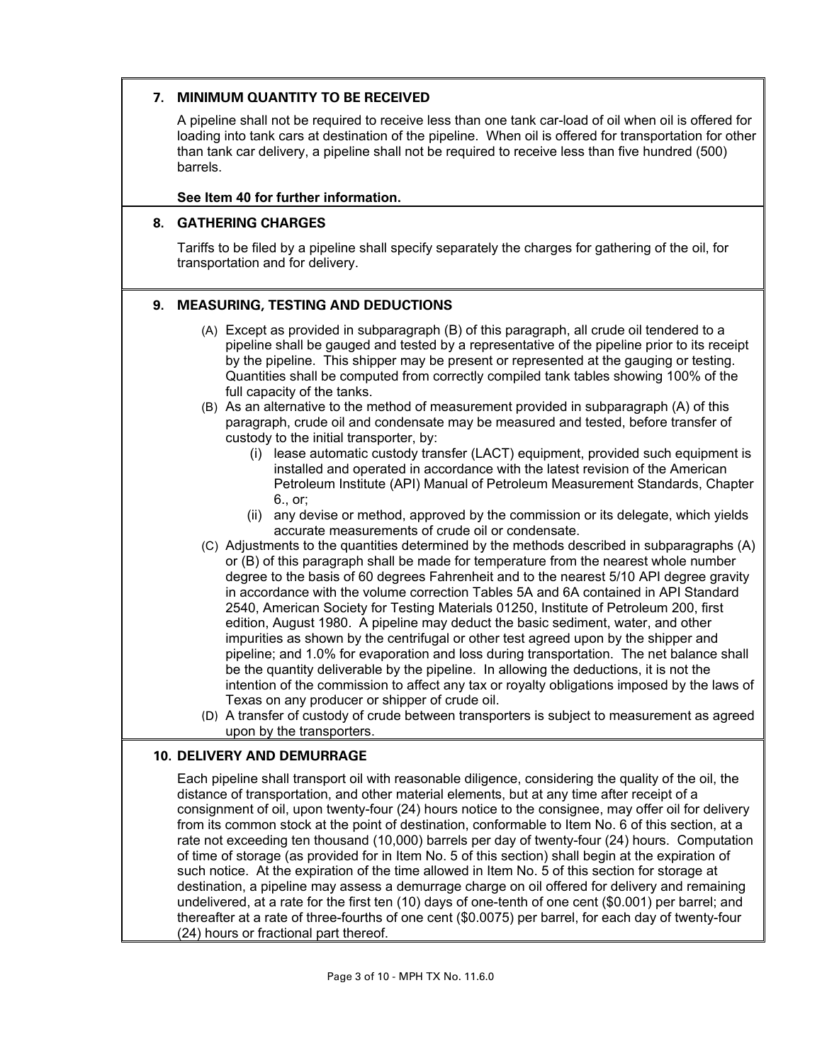## 7. MINIMUM QUANTITY TO BE RECEIVED

A pipeline shall not be required to receive less than one tank car-load of oil when oil is offered for loading into tank cars at destination of the pipeline. When oil is offered for transportation for other than tank car delivery, a pipeline shall not be required to receive less than five hundred (500) barrels.

**See Item 40 for further information.**

## 8. GATHERING CHARGES

Tariffs to be filed by a pipeline shall specify separately the charges for gathering of the oil, for transportation and for delivery.

## 9. MEASURING, TESTING AND DEDUCTIONS

(A) Except as provided in subparagraph (B) of this paragraph, all crude oil tendered to a pipeline shall be gauged and tested by a representative of the pipeline prior to its receipt by the pipeline. This shipper may be present or represented at the gauging or testing. Quantities shall be computed from correctly compiled tank tables showing 100% of the full capacity of the tanks.

(B) As an alternative to the method of measurement provided in subparagraph (A) of this paragraph, crude oil and condensate may be measured and tested, before transfer of custody to the initial transporter, by:

- (i) lease automatic custody transfer (LACT) equipment, provided such equipment is installed and operated in accordance with the latest revision of the American Petroleum Institute (API) Manual of Petroleum Measurement Standards, Chapter 6., or;
- (ii) any devise or method, approved by the commission or its delegate, which yields accurate measurements of crude oil or condensate.

(C) Adjustments to the quantities determined by the methods described in subparagraphs (A) or (B) of this paragraph shall be made for temperature from the nearest whole number degree to the basis of 60 degrees Fahrenheit and to the nearest 5/10 API degree gravity in accordance with the volume correction Tables 5A and 6A contained in API Standard 2540, American Society for Testing Materials 01250, Institute of Petroleum 200, first edition, August 1980. A pipeline may deduct the basic sediment, water, and other impurities as shown by the centrifugal or other test agreed upon by the shipper and pipeline; and 1.0% for evaporation and loss during transportation. The net balance shall be the quantity deliverable by the pipeline. In allowing the deductions, it is not the intention of the commission to affect any tax or royalty obligations imposed by the laws of Texas on any producer or shipper of crude oil.

(D) A transfer of custody of crude between transporters is subject to measurement as agreed upon by the transporters.

## 10. DELIVERY AND DEMURRAGE

Each pipeline shall transport oil with reasonable diligence, considering the quality of the oil, the distance of transportation, and other material elements, but at any time after receipt of a consignment of oil, upon twenty-four (24) hours notice to the consignee, may offer oil for delivery from its common stock at the point of destination, conformable to Item No. 6 of this section, at a rate not exceeding ten thousand (10,000) barrels per day of twenty-four (24) hours. Computation of time of storage (as provided for in Item No. 5 of this section) shall begin at the expiration of such notice. At the expiration of the time allowed in Item No. 5 of this section for storage at destination, a pipeline may assess a demurrage charge on oil offered for delivery and remaining undelivered, at a rate for the first ten (10) days of one-tenth of one cent ($0.001) per barrel; and thereafter at a rate of three-fourths of one cent ($0.0075) per barrel, for each day of twenty-four (24) hours or fractional part thereof.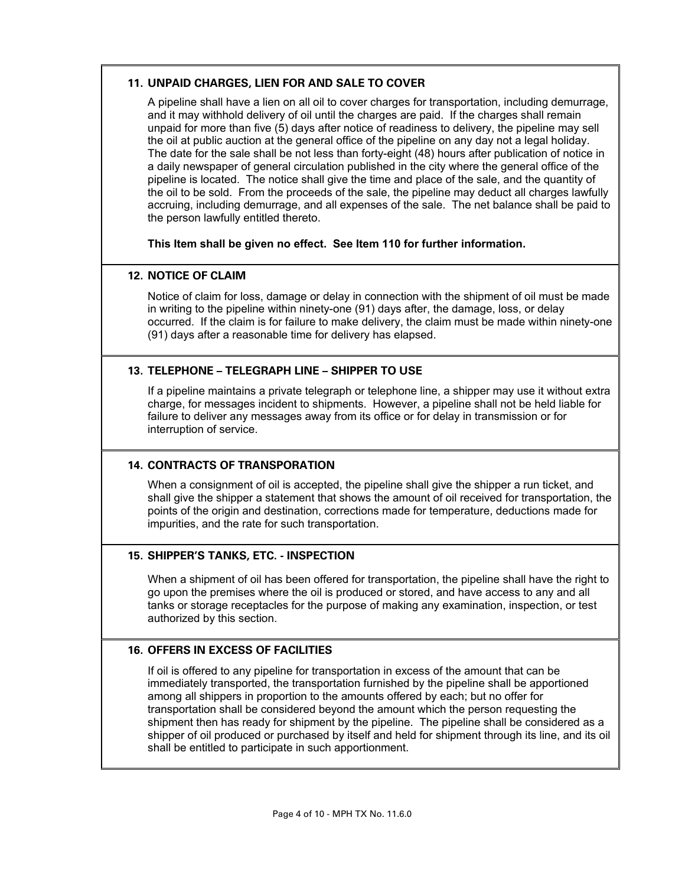### 11. UNPAID CHARGES, LIEN FOR AND SALE TO COVER

A pipeline shall have a lien on all oil to cover charges for transportation, including demurrage, and it may withhold delivery of oil until the charges are paid. If the charges shall remain unpaid for more than five (5) days after notice of readiness to delivery, the pipeline may sell the oil at public auction at the general office of the pipeline on any day not a legal holiday. The date for the sale shall be not less than forty-eight (48) hours after publication of notice in a daily newspaper of general circulation published in the city where the general office of the pipeline is located. The notice shall give the time and place of the sale, and the quantity of the oil to be sold. From the proceeds of the sale, the pipeline may deduct all charges lawfully accruing, including demurrage, and all expenses of the sale. The net balance shall be paid to the person lawfully entitled thereto.

**This Item shall be given no effect. See Item 110 for further information.**

### 12. NOTICE OF CLAIM

Notice of claim for loss, damage or delay in connection with the shipment of oil must be made in writing to the pipeline within ninety-one (91) days after, the damage, loss, or delay occurred. If the claim is for failure to make delivery, the claim must be made within ninety-one (91) days after a reasonable time for delivery has elapsed.

### 13. TELEPHONE – TELEGRAPH LINE – SHIPPER TO USE

If a pipeline maintains a private telegraph or telephone line, a shipper may use it without extra charge, for messages incident to shipments. However, a pipeline shall not be held liable for failure to deliver any messages away from its office or for delay in transmission or for interruption of service.

### 14. CONTRACTS OF TRANSPORATION

When a consignment of oil is accepted, the pipeline shall give the shipper a run ticket, and shall give the shipper a statement that shows the amount of oil received for transportation, the points of the origin and destination, corrections made for temperature, deductions made for impurities, and the rate for such transportation.

### 15. SHIPPER'S TANKS, ETC. - INSPECTION

When a shipment of oil has been offered for transportation, the pipeline shall have the right to go upon the premises where the oil is produced or stored, and have access to any and all tanks or storage receptacles for the purpose of making any examination, inspection, or test authorized by this section.

### 16. OFFERS IN EXCESS OF FACILITIES

If oil is offered to any pipeline for transportation in excess of the amount that can be immediately transported, the transportation furnished by the pipeline shall be apportioned among all shippers in proportion to the amounts offered by each; but no offer for transportation shall be considered beyond the amount which the person requesting the shipment then has ready for shipment by the pipeline. The pipeline shall be considered as a shipper of oil produced or purchased by itself and held for shipment through its line, and its oil shall be entitled to participate in such apportionment.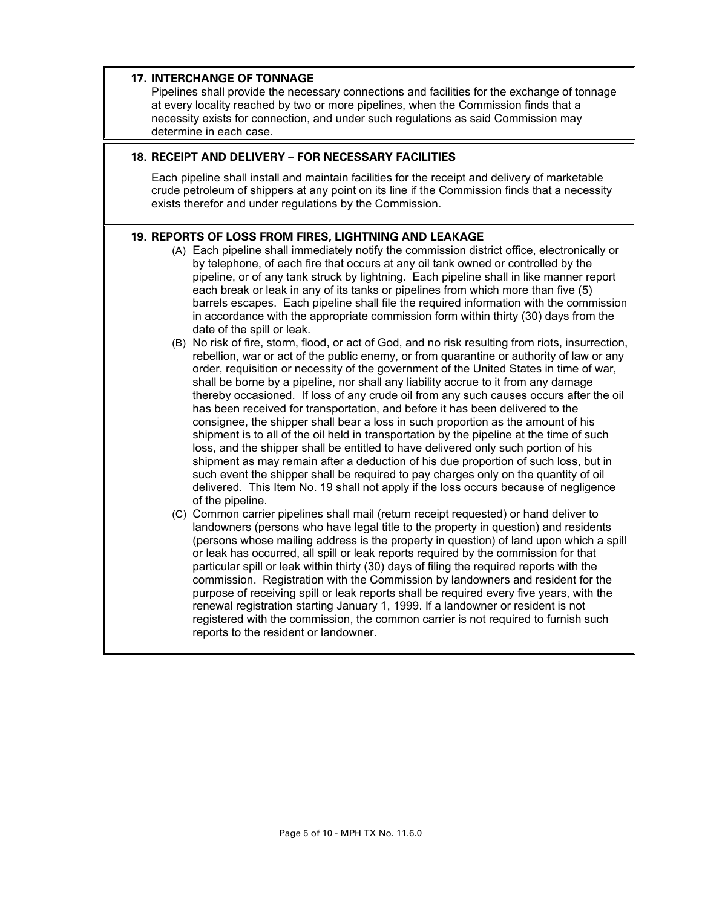## 17. INTERCHANGE OF TONNAGE

Pipelines shall provide the necessary connections and facilities for the exchange of tonnage at every locality reached by two or more pipelines, when the Commission finds that a necessity exists for connection, and under such regulations as said Commission may determine in each case.

## 18. RECEIPT AND DELIVERY – FOR NECESSARY FACILITIES

Each pipeline shall install and maintain facilities for the receipt and delivery of marketable crude petroleum of shippers at any point on its line if the Commission finds that a necessity exists therefor and under regulations by the Commission.

## 19. REPORTS OF LOSS FROM FIRES, LIGHTNING AND LEAKAGE

(A) Each pipeline shall immediately notify the commission district office, electronically or by telephone, of each fire that occurs at any oil tank owned or controlled by the pipeline, or of any tank struck by lightning. Each pipeline shall in like manner report each break or leak in any of its tanks or pipelines from which more than five (5) barrels escapes. Each pipeline shall file the required information with the commission in accordance with the appropriate commission form within thirty (30) days from the date of the spill or leak.

(B) No risk of fire, storm, flood, or act of God, and no risk resulting from riots, insurrection, rebellion, war or act of the public enemy, or from quarantine or authority of law or any order, requisition or necessity of the government of the United States in time of war, shall be borne by a pipeline, nor shall any liability accrue to it from any damage thereby occasioned. If loss of any crude oil from any such causes occurs after the oil has been received for transportation, and before it has been delivered to the consignee, the shipper shall bear a loss in such proportion as the amount of his shipment is to all of the oil held in transportation by the pipeline at the time of such loss, and the shipper shall be entitled to have delivered only such portion of his shipment as may remain after a deduction of his due proportion of such loss, but in such event the shipper shall be required to pay charges only on the quantity of oil delivered. This Item No. 19 shall not apply if the loss occurs because of negligence of the pipeline.

(C) Common carrier pipelines shall mail (return receipt requested) or hand deliver to landowners (persons who have legal title to the property in question) and residents (persons whose mailing address is the property in question) of land upon which a spill or leak has occurred, all spill or leak reports required by the commission for that particular spill or leak within thirty (30) days of filing the required reports with the commission. Registration with the Commission by landowners and resident for the purpose of receiving spill or leak reports shall be required every five years, with the renewal registration starting January 1, 1999. If a landowner or resident is not registered with the commission, the common carrier is not required to furnish such reports to the resident or landowner.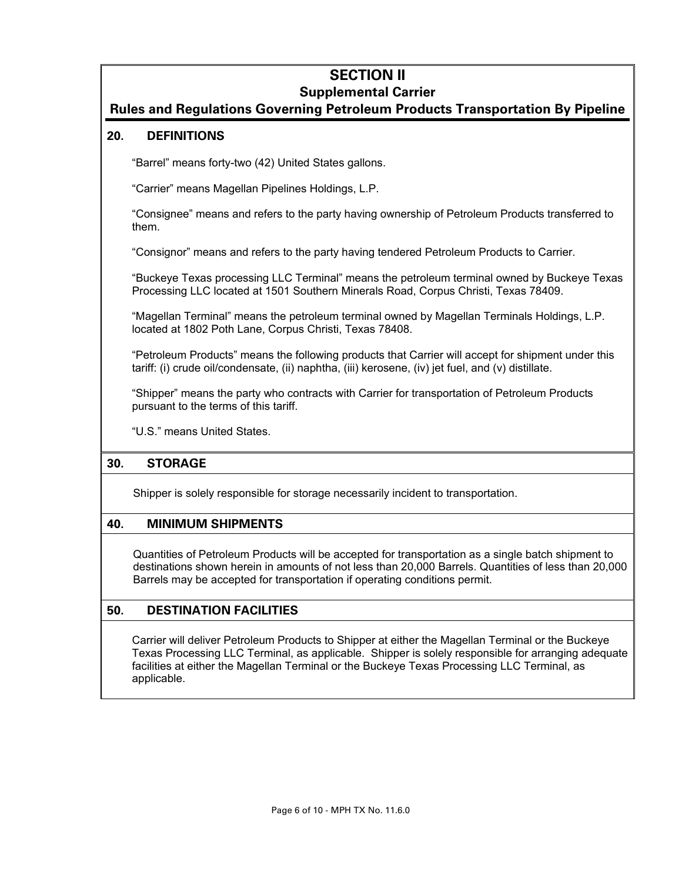# SECTION II

## Supplemental Carrier

## Rules and Regulations Governing Petroleum Products Transportation By Pipeline

### 20. DEFINITIONS

"Barrel" means forty-two (42) United States gallons.

"Carrier" means Magellan Pipelines Holdings, L.P.

"Consignee" means and refers to the party having ownership of Petroleum Products transferred to them.

"Consignor" means and refers to the party having tendered Petroleum Products to Carrier.

"Buckeye Texas processing LLC Terminal" means the petroleum terminal owned by Buckeye Texas Processing LLC located at 1501 Southern Minerals Road, Corpus Christi, Texas 78409.

"Magellan Terminal" means the petroleum terminal owned by Magellan Terminals Holdings, L.P. located at 1802 Poth Lane, Corpus Christi, Texas 78408.

"Petroleum Products" means the following products that Carrier will accept for shipment under this tariff: (i) crude oil/condensate, (ii) naphtha, (iii) kerosene, (iv) jet fuel, and (v) distillate.

"Shipper" means the party who contracts with Carrier for transportation of Petroleum Products pursuant to the terms of this tariff.

"U.S." means United States.

### 30. STORAGE

Shipper is solely responsible for storage necessarily incident to transportation.

### 40. MINIMUM SHIPMENTS

Quantities of Petroleum Products will be accepted for transportation as a single batch shipment to destinations shown herein in amounts of not less than 20,000 Barrels. Quantities of less than 20,000 Barrels may be accepted for transportation if operating conditions permit.

### 50. DESTINATION FACILITIES

Carrier will deliver Petroleum Products to Shipper at either the Magellan Terminal or the Buckeye Texas Processing LLC Terminal, as applicable. Shipper is solely responsible for arranging adequate facilities at either the Magellan Terminal or the Buckeye Texas Processing LLC Terminal, as applicable.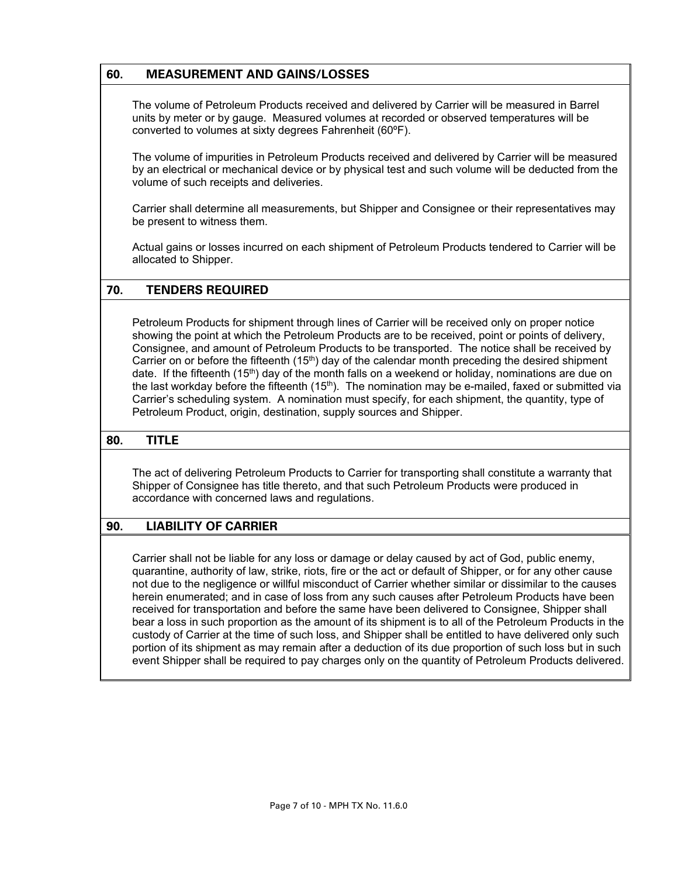## 60. MEASUREMENT AND GAINS/LOSSES

The volume of Petroleum Products received and delivered by Carrier will be measured in Barrel units by meter or by gauge. Measured volumes at recorded or observed temperatures will be converted to volumes at sixty degrees Fahrenheit (60ºF).

The volume of impurities in Petroleum Products received and delivered by Carrier will be measured by an electrical or mechanical device or by physical test and such volume will be deducted from the volume of such receipts and deliveries.

Carrier shall determine all measurements, but Shipper and Consignee or their representatives may be present to witness them.

Actual gains or losses incurred on each shipment of Petroleum Products tendered to Carrier will be allocated to Shipper.

## 70. TENDERS REQUIRED

Petroleum Products for shipment through lines of Carrier will be received only on proper notice showing the point at which the Petroleum Products are to be received, point or points of delivery, Consignee, and amount of Petroleum Products to be transported. The notice shall be received by Carrier on or before the fifteenth (15th) day of the calendar month preceding the desired shipment date. If the fifteenth (15th) day of the month falls on a weekend or holiday, nominations are due on the last workday before the fifteenth (15th). The nomination may be e-mailed, faxed or submitted via Carrier's scheduling system. A nomination must specify, for each shipment, the quantity, type of Petroleum Product, origin, destination, supply sources and Shipper.

## 80. TITLE

The act of delivering Petroleum Products to Carrier for transporting shall constitute a warranty that Shipper of Consignee has title thereto, and that such Petroleum Products were produced in accordance with concerned laws and regulations.

## 90. LIABILITY OF CARRIER

Carrier shall not be liable for any loss or damage or delay caused by act of God, public enemy, quarantine, authority of law, strike, riots, fire or the act or default of Shipper, or for any other cause not due to the negligence or willful misconduct of Carrier whether similar or dissimilar to the causes herein enumerated; and in case of loss from any such causes after Petroleum Products have been received for transportation and before the same have been delivered to Consignee, Shipper shall bear a loss in such proportion as the amount of its shipment is to all of the Petroleum Products in the custody of Carrier at the time of such loss, and Shipper shall be entitled to have delivered only such portion of its shipment as may remain after a deduction of its due proportion of such loss but in such event Shipper shall be required to pay charges only on the quantity of Petroleum Products delivered.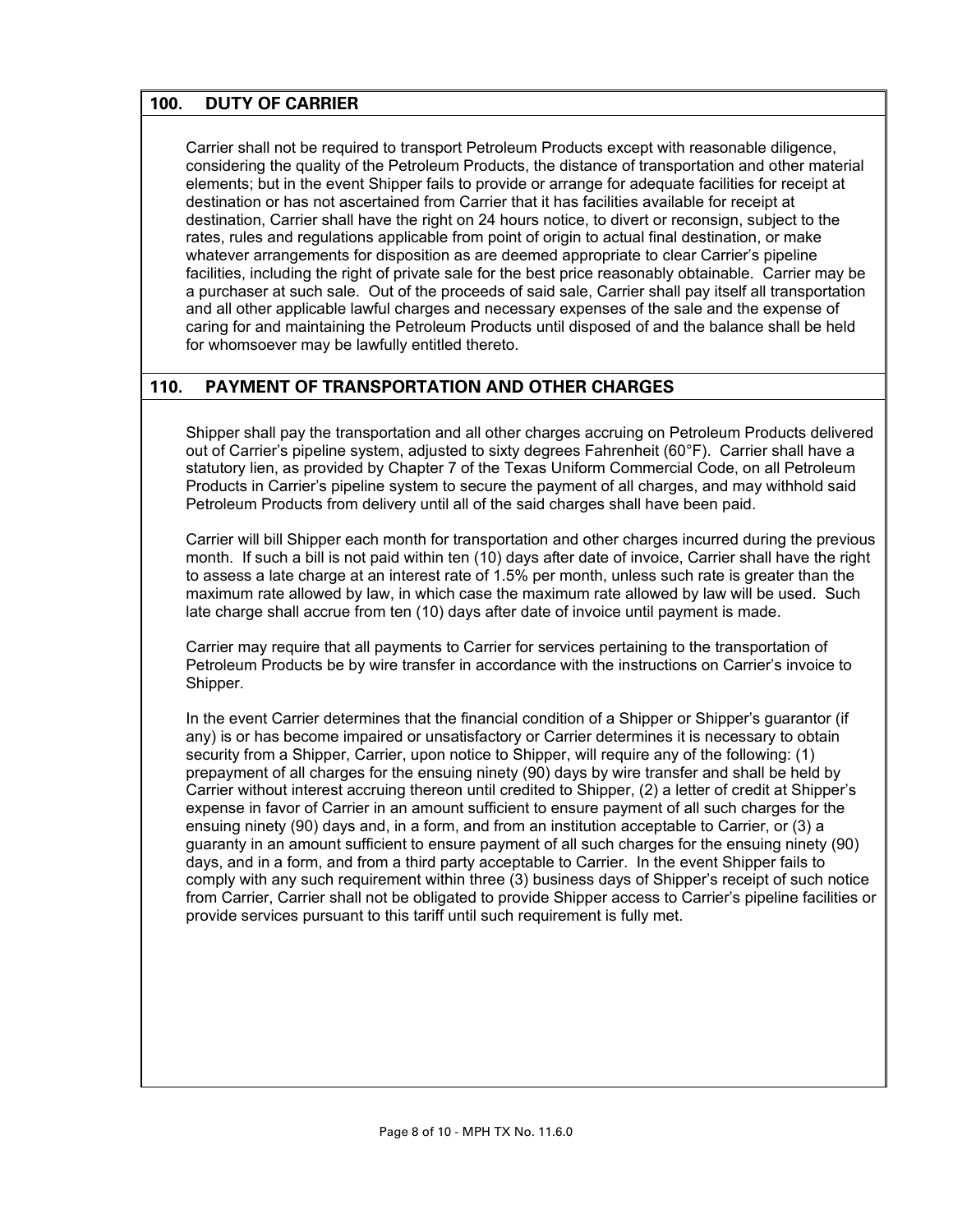## 100. DUTY OF CARRIER

Carrier shall not be required to transport Petroleum Products except with reasonable diligence, considering the quality of the Petroleum Products, the distance of transportation and other material elements; but in the event Shipper fails to provide or arrange for adequate facilities for receipt at destination or has not ascertained from Carrier that it has facilities available for receipt at destination, Carrier shall have the right on 24 hours notice, to divert or reconsign, subject to the rates, rules and regulations applicable from point of origin to actual final destination, or make whatever arrangements for disposition as are deemed appropriate to clear Carrier's pipeline facilities, including the right of private sale for the best price reasonably obtainable. Carrier may be a purchaser at such sale. Out of the proceeds of said sale, Carrier shall pay itself all transportation and all other applicable lawful charges and necessary expenses of the sale and the expense of caring for and maintaining the Petroleum Products until disposed of and the balance shall be held for whomsoever may be lawfully entitled thereto.

## 110. PAYMENT OF TRANSPORTATION AND OTHER CHARGES

Shipper shall pay the transportation and all other charges accruing on Petroleum Products delivered out of Carrier's pipeline system, adjusted to sixty degrees Fahrenheit (60°F). Carrier shall have a statutory lien, as provided by Chapter 7 of the Texas Uniform Commercial Code, on all Petroleum Products in Carrier's pipeline system to secure the payment of all charges, and may withhold said Petroleum Products from delivery until all of the said charges shall have been paid.

Carrier will bill Shipper each month for transportation and other charges incurred during the previous month. If such a bill is not paid within ten (10) days after date of invoice, Carrier shall have the right to assess a late charge at an interest rate of 1.5% per month, unless such rate is greater than the maximum rate allowed by law, in which case the maximum rate allowed by law will be used. Such late charge shall accrue from ten (10) days after date of invoice until payment is made.

Carrier may require that all payments to Carrier for services pertaining to the transportation of Petroleum Products be by wire transfer in accordance with the instructions on Carrier's invoice to Shipper.

In the event Carrier determines that the financial condition of a Shipper or Shipper's guarantor (if any) is or has become impaired or unsatisfactory or Carrier determines it is necessary to obtain security from a Shipper, Carrier, upon notice to Shipper, will require any of the following: (1) prepayment of all charges for the ensuing ninety (90) days by wire transfer and shall be held by Carrier without interest accruing thereon until credited to Shipper, (2) a letter of credit at Shipper's expense in favor of Carrier in an amount sufficient to ensure payment of all such charges for the ensuing ninety (90) days and, in a form, and from an institution acceptable to Carrier, or (3) a guaranty in an amount sufficient to ensure payment of all such charges for the ensuing ninety (90) days, and in a form, and from a third party acceptable to Carrier. In the event Shipper fails to comply with any such requirement within three (3) business days of Shipper's receipt of such notice from Carrier, Carrier shall not be obligated to provide Shipper access to Carrier's pipeline facilities or provide services pursuant to this tariff until such requirement is fully met.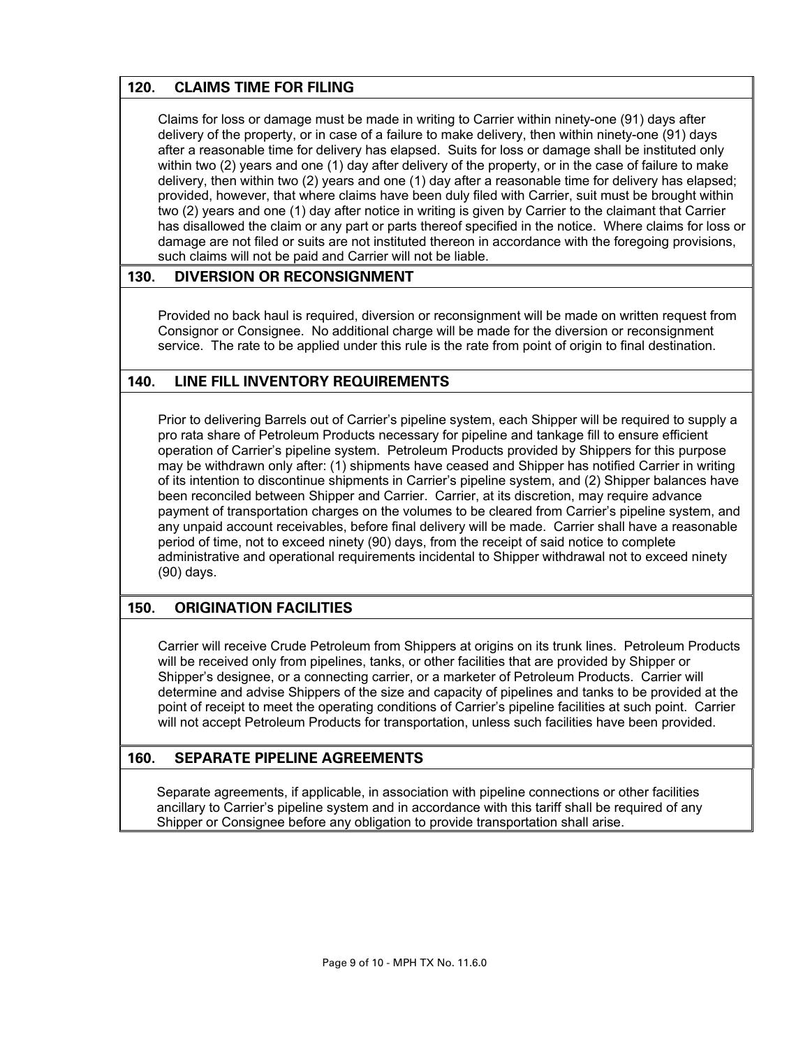## 120. CLAIMS TIME FOR FILING

Claims for loss or damage must be made in writing to Carrier within ninety-one (91) days after delivery of the property, or in case of a failure to make delivery, then within ninety-one (91) days after a reasonable time for delivery has elapsed. Suits for loss or damage shall be instituted only within two (2) years and one (1) day after delivery of the property, or in the case of failure to make delivery, then within two (2) years and one (1) day after a reasonable time for delivery has elapsed; provided, however, that where claims have been duly filed with Carrier, suit must be brought within two (2) years and one (1) day after notice in writing is given by Carrier to the claimant that Carrier has disallowed the claim or any part or parts thereof specified in the notice. Where claims for loss or damage are not filed or suits are not instituted thereon in accordance with the foregoing provisions, such claims will not be paid and Carrier will not be liable.

## 130. DIVERSION OR RECONSIGNMENT

Provided no back haul is required, diversion or reconsignment will be made on written request from Consignor or Consignee. No additional charge will be made for the diversion or reconsignment service. The rate to be applied under this rule is the rate from point of origin to final destination.

## 140. LINE FILL INVENTORY REQUIREMENTS

Prior to delivering Barrels out of Carrier's pipeline system, each Shipper will be required to supply a pro rata share of Petroleum Products necessary for pipeline and tankage fill to ensure efficient operation of Carrier's pipeline system. Petroleum Products provided by Shippers for this purpose may be withdrawn only after: (1) shipments have ceased and Shipper has notified Carrier in writing of its intention to discontinue shipments in Carrier's pipeline system, and (2) Shipper balances have been reconciled between Shipper and Carrier. Carrier, at its discretion, may require advance payment of transportation charges on the volumes to be cleared from Carrier's pipeline system, and any unpaid account receivables, before final delivery will be made. Carrier shall have a reasonable period of time, not to exceed ninety (90) days, from the receipt of said notice to complete administrative and operational requirements incidental to Shipper withdrawal not to exceed ninety (90) days.

## 150. ORIGINATION FACILITIES

Carrier will receive Crude Petroleum from Shippers at origins on its trunk lines. Petroleum Products will be received only from pipelines, tanks, or other facilities that are provided by Shipper or Shipper's designee, or a connecting carrier, or a marketer of Petroleum Products. Carrier will determine and advise Shippers of the size and capacity of pipelines and tanks to be provided at the point of receipt to meet the operating conditions of Carrier's pipeline facilities at such point. Carrier will not accept Petroleum Products for transportation, unless such facilities have been provided.

## 160. SEPARATE PIPELINE AGREEMENTS

Separate agreements, if applicable, in association with pipeline connections or other facilities ancillary to Carrier's pipeline system and in accordance with this tariff shall be required of any Shipper or Consignee before any obligation to provide transportation shall arise.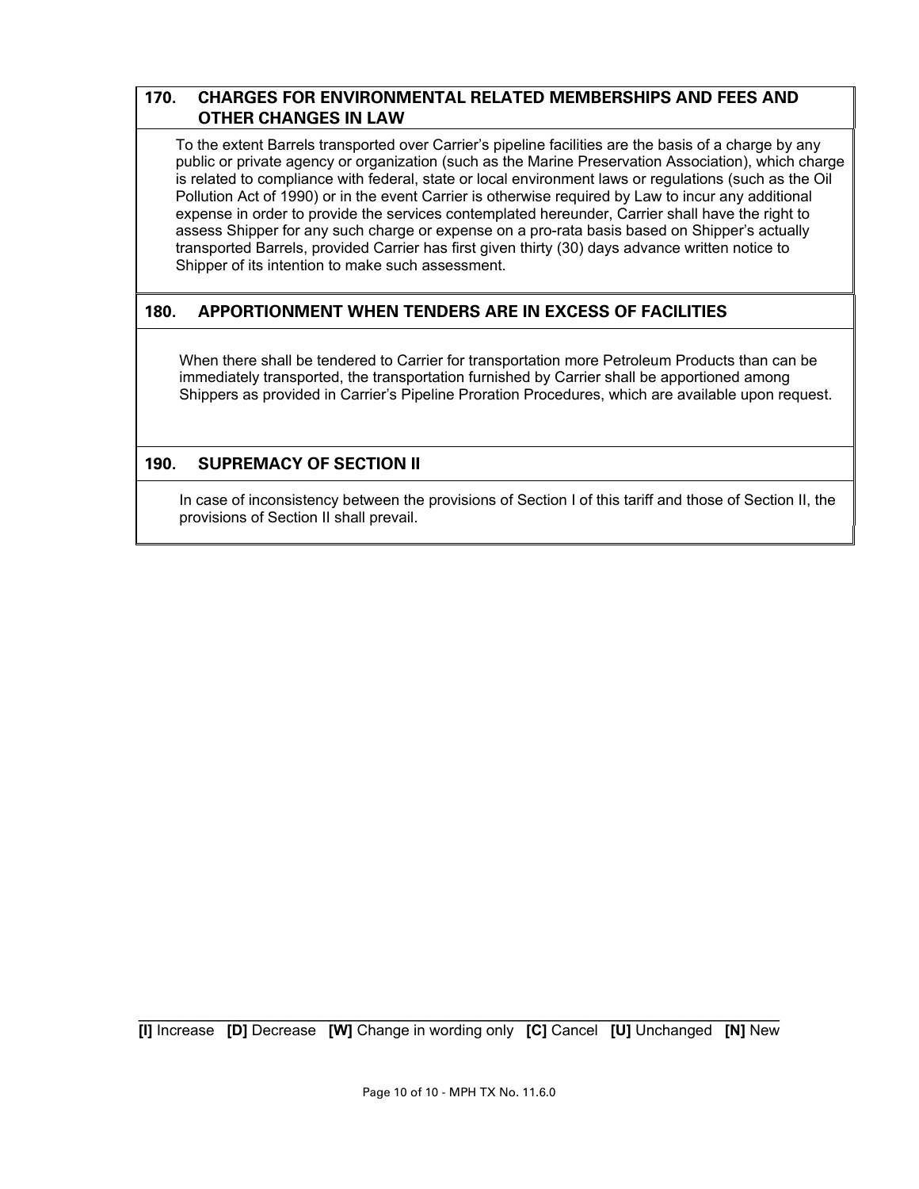## 170. CHARGES FOR ENVIRONMENTAL RELATED MEMBERSHIPS AND FEES AND OTHER CHANGES IN LAW

To the extent Barrels transported over Carrier's pipeline facilities are the basis of a charge by any public or private agency or organization (such as the Marine Preservation Association), which charge is related to compliance with federal, state or local environment laws or regulations (such as the Oil Pollution Act of 1990) or in the event Carrier is otherwise required by Law to incur any additional expense in order to provide the services contemplated hereunder, Carrier shall have the right to assess Shipper for any such charge or expense on a pro-rata basis based on Shipper's actually transported Barrels, provided Carrier has first given thirty (30) days advance written notice to Shipper of its intention to make such assessment.

## 180. APPORTIONMENT WHEN TENDERS ARE IN EXCESS OF FACILITIES

When there shall be tendered to Carrier for transportation more Petroleum Products than can be immediately transported, the transportation furnished by Carrier shall be apportioned among Shippers as provided in Carrier's Pipeline Proration Procedures, which are available upon request.

## 190. SUPREMACY OF SECTION II

In case of inconsistency between the provisions of Section I of this tariff and those of Section II, the provisions of Section II shall prevail.

**[I]** Increase **[D]** Decrease **[W]** Change in wording only **[C]** Cancel **[U]** Unchanged **[N]** New